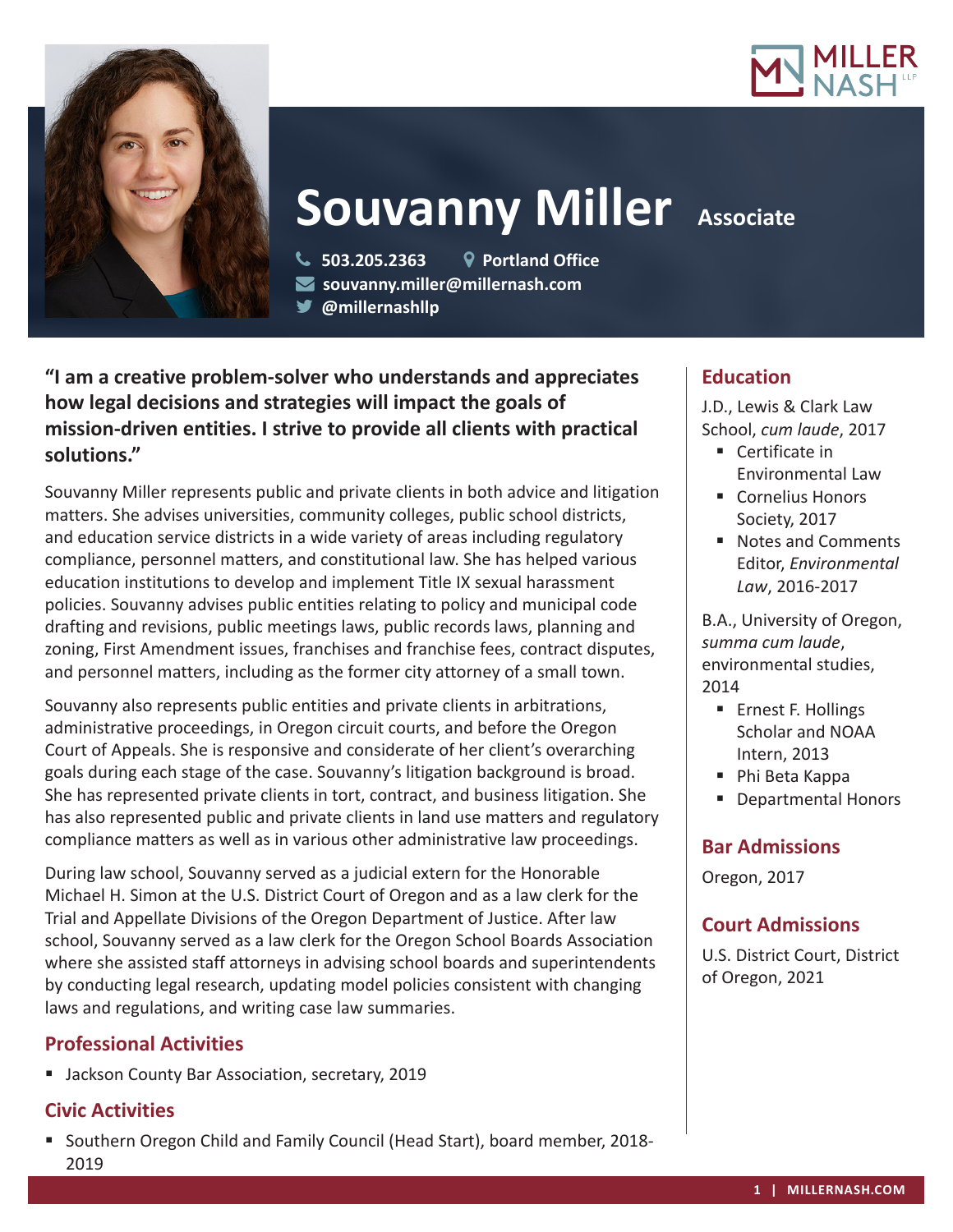# Souvanny Miller

**Associate**

503.205.2363 | Portland Office
souvanny.miller@millernash.com
@millernashllp

**"I am a creative problem-solver who understands and appreciates how legal decisions and strategies will impact the goals of mission-driven entities. I strive to provide all clients with practical solutions."**

Souvanny Miller represents public and private clients in both advice and litigation matters. She advises universities, community colleges, public school districts, and education service districts in a wide variety of areas including regulatory compliance, personnel matters, and constitutional law. She has helped various education institutions to develop and implement Title IX sexual harassment policies. Souvanny advises public entities relating to policy and municipal code drafting and revisions, public meetings laws, public records laws, planning and zoning, First Amendment issues, franchises and franchise fees, contract disputes, and personnel matters, including as the former city attorney of a small town.

Souvanny also represents public entities and private clients in arbitrations, administrative proceedings, in Oregon circuit courts, and before the Oregon Court of Appeals. She is responsive and considerate of her client's overarching goals during each stage of the case. Souvanny's litigation background is broad. She has represented private clients in tort, contract, and business litigation. She has also represented public and private clients in land use matters and regulatory compliance matters as well as in various other administrative law proceedings.

During law school, Souvanny served as a judicial extern for the Honorable Michael H. Simon at the U.S. District Court of Oregon and as a law clerk for the Trial and Appellate Divisions of the Oregon Department of Justice. After law school, Souvanny served as a law clerk for the Oregon School Boards Association where she assisted staff attorneys in advising school boards and superintendents by conducting legal research, updating model policies consistent with changing laws and regulations, and writing case law summaries.

## Professional Activities

- Jackson County Bar Association, secretary, 2019

## Civic Activities

- Southern Oregon Child and Family Council (Head Start), board member, 2018-2019

## Education

J.D., Lewis & Clark Law School, *cum laude*, 2017

- Certificate in Environmental Law
- Cornelius Honors Society, 2017
- Notes and Comments Editor, *Environmental Law*, 2016-2017

B.A., University of Oregon, *summa cum laude*, environmental studies, 2014

- Ernest F. Hollings Scholar and NOAA Intern, 2013
- Phi Beta Kappa
- Departmental Honors

## Bar Admissions

Oregon, 2017

## Court Admissions

U.S. District Court, District of Oregon, 2021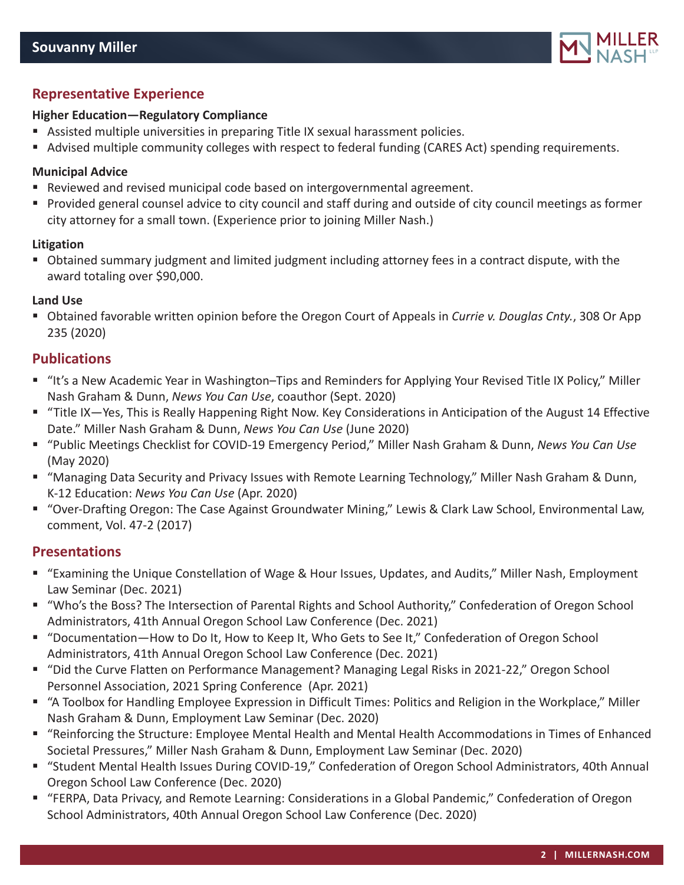## Representative Experience

**Higher Education—Regulatory Compliance**

- Assisted multiple universities in preparing Title IX sexual harassment policies.
- Advised multiple community colleges with respect to federal funding (CARES Act) spending requirements.

**Municipal Advice**

- Reviewed and revised municipal code based on intergovernmental agreement.
- Provided general counsel advice to city council and staff during and outside of city council meetings as former city attorney for a small town. (Experience prior to joining Miller Nash.)

**Litigation**

- Obtained summary judgment and limited judgment including attorney fees in a contract dispute, with the award totaling over $90,000.

**Land Use**

- Obtained favorable written opinion before the Oregon Court of Appeals in *Currie v. Douglas Cnty.*, 308 Or App 235 (2020)

## Publications

- "It's a New Academic Year in Washington–Tips and Reminders for Applying Your Revised Title IX Policy," Miller Nash Graham & Dunn, *News You Can Use*, coauthor (Sept. 2020)
- "Title IX—Yes, This is Really Happening Right Now. Key Considerations in Anticipation of the August 14 Effective Date." Miller Nash Graham & Dunn, *News You Can Use* (June 2020)
- "Public Meetings Checklist for COVID-19 Emergency Period," Miller Nash Graham & Dunn, *News You Can Use* (May 2020)
- "Managing Data Security and Privacy Issues with Remote Learning Technology," Miller Nash Graham & Dunn, K-12 Education: *News You Can Use* (Apr. 2020)
- "Over-Drafting Oregon: The Case Against Groundwater Mining," Lewis & Clark Law School, Environmental Law, comment, Vol. 47-2 (2017)

## Presentations

- "Examining the Unique Constellation of Wage & Hour Issues, Updates, and Audits," Miller Nash, Employment Law Seminar (Dec. 2021)
- "Who's the Boss? The Intersection of Parental Rights and School Authority," Confederation of Oregon School Administrators, 41th Annual Oregon School Law Conference (Dec. 2021)
- "Documentation—How to Do It, How to Keep It, Who Gets to See It," Confederation of Oregon School Administrators, 41th Annual Oregon School Law Conference (Dec. 2021)
- "Did the Curve Flatten on Performance Management? Managing Legal Risks in 2021-22," Oregon School Personnel Association, 2021 Spring Conference (Apr. 2021)
- "A Toolbox for Handling Employee Expression in Difficult Times: Politics and Religion in the Workplace," Miller Nash Graham & Dunn, Employment Law Seminar (Dec. 2020)
- "Reinforcing the Structure: Employee Mental Health and Mental Health Accommodations in Times of Enhanced Societal Pressures," Miller Nash Graham & Dunn, Employment Law Seminar (Dec. 2020)
- "Student Mental Health Issues During COVID-19," Confederation of Oregon School Administrators, 40th Annual Oregon School Law Conference (Dec. 2020)
- "FERPA, Data Privacy, and Remote Learning: Considerations in a Global Pandemic," Confederation of Oregon School Administrators, 40th Annual Oregon School Law Conference (Dec. 2020)